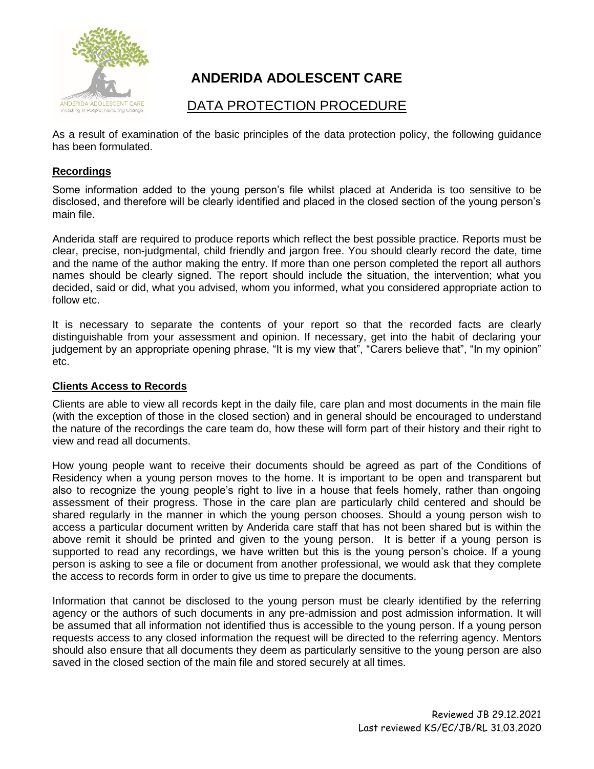# ANDERIDA ADOLESCENT CARE

## DATA PROTECTION PROCEDURE

As a result of examination of the basic principles of the data protection policy, the following guidance has been formulated.

### Recordings

Some information added to the young person's file whilst placed at Anderida is too sensitive to be disclosed, and therefore will be clearly identified and placed in the closed section of the young person's main file.

Anderida staff are required to produce reports which reflect the best possible practice. Reports must be clear, precise, non-judgmental, child friendly and jargon free. You should clearly record the date, time and the name of the author making the entry. If more than one person completed the report all authors names should be clearly signed. The report should include the situation, the intervention; what you decided, said or did, what you advised, whom you informed, what you considered appropriate action to follow etc.

It is necessary to separate the contents of your report so that the recorded facts are clearly distinguishable from your assessment and opinion. If necessary, get into the habit of declaring your judgement by an appropriate opening phrase, "It is my view that", "Carers believe that", "In my opinion" etc.

### Clients Access to Records

Clients are able to view all records kept in the daily file, care plan and most documents in the main file (with the exception of those in the closed section) and in general should be encouraged to understand the nature of the recordings the care team do, how these will form part of their history and their right to view and read all documents.

How young people want to receive their documents should be agreed as part of the Conditions of Residency when a young person moves to the home. It is important to be open and transparent but also to recognize the young people's right to live in a house that feels homely, rather than ongoing assessment of their progress. Those in the care plan are particularly child centered and should be shared regularly in the manner in which the young person chooses. Should a young person wish to access a particular document written by Anderida care staff that has not been shared but is within the above remit it should be printed and given to the young person. It is better if a young person is supported to read any recordings, we have written but this is the young person's choice. If a young person is asking to see a file or document from another professional, we would ask that they complete the access to records form in order to give us time to prepare the documents.

Information that cannot be disclosed to the young person must be clearly identified by the referring agency or the authors of such documents in any pre-admission and post admission information. It will be assumed that all information not identified thus is accessible to the young person. If a young person requests access to any closed information the request will be directed to the referring agency. Mentors should also ensure that all documents they deem as particularly sensitive to the young person are also saved in the closed section of the main file and stored securely at all times.

Reviewed JB 29.12.2021
Last reviewed KS/EC/JB/RL 31.03.2020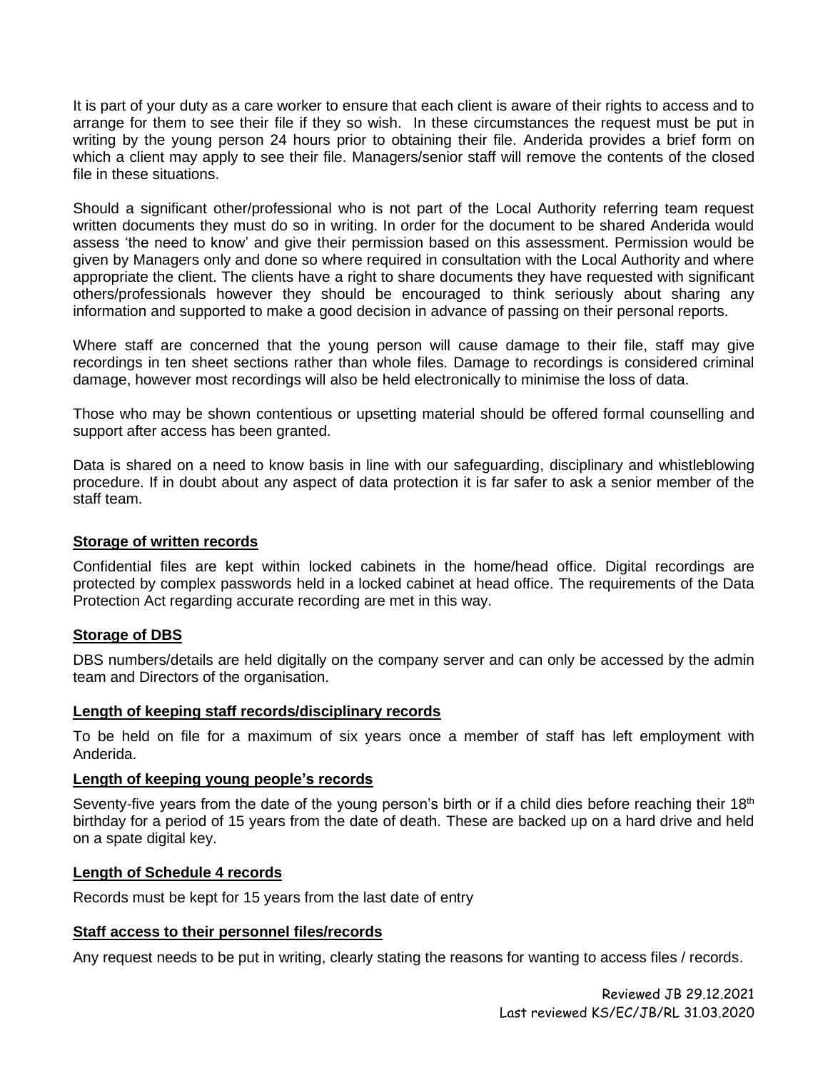It is part of your duty as a care worker to ensure that each client is aware of their rights to access and to arrange for them to see their file if they so wish. In these circumstances the request must be put in writing by the young person 24 hours prior to obtaining their file. Anderida provides a brief form on which a client may apply to see their file. Managers/senior staff will remove the contents of the closed file in these situations.

Should a significant other/professional who is not part of the Local Authority referring team request written documents they must do so in writing. In order for the document to be shared Anderida would assess 'the need to know' and give their permission based on this assessment. Permission would be given by Managers only and done so where required in consultation with the Local Authority and where appropriate the client. The clients have a right to share documents they have requested with significant others/professionals however they should be encouraged to think seriously about sharing any information and supported to make a good decision in advance of passing on their personal reports.

Where staff are concerned that the young person will cause damage to their file, staff may give recordings in ten sheet sections rather than whole files. Damage to recordings is considered criminal damage, however most recordings will also be held electronically to minimise the loss of data.

Those who may be shown contentious or upsetting material should be offered formal counselling and support after access has been granted.

Data is shared on a need to know basis in line with our safeguarding, disciplinary and whistleblowing procedure. If in doubt about any aspect of data protection it is far safer to ask a senior member of the staff team.

**Storage of written records**

Confidential files are kept within locked cabinets in the home/head office. Digital recordings are protected by complex passwords held in a locked cabinet at head office. The requirements of the Data Protection Act regarding accurate recording are met in this way.

**Storage of DBS**

DBS numbers/details are held digitally on the company server and can only be accessed by the admin team and Directors of the organisation.

**Length of keeping staff records/disciplinary records**

To be held on file for a maximum of six years once a member of staff has left employment with Anderida.

**Length of keeping young people's records**

Seventy-five years from the date of the young person's birth or if a child dies before reaching their 18th birthday for a period of 15 years from the date of death. These are backed up on a hard drive and held on a spate digital key.

**Length of Schedule 4 records**

Records must be kept for 15 years from the last date of entry

**Staff access to their personnel files/records**

Any request needs to be put in writing, clearly stating the reasons for wanting to access files / records.

Reviewed JB 29.12.2021
Last reviewed KS/EC/JB/RL 31.03.2020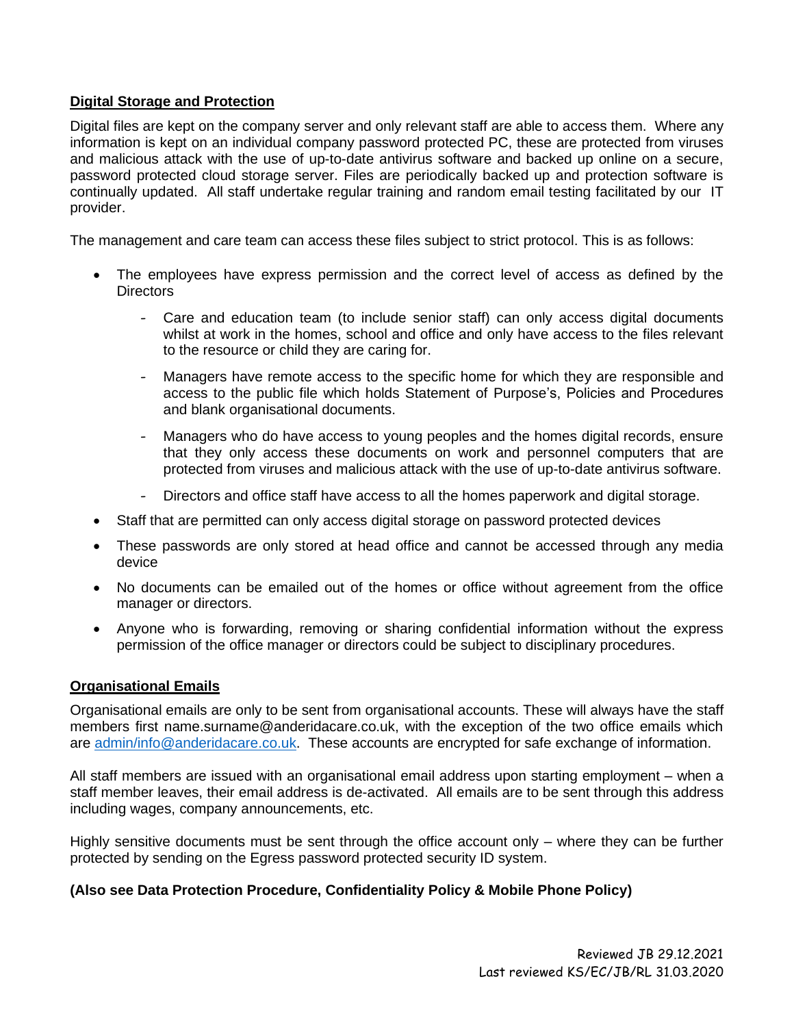## Digital Storage and Protection

Digital files are kept on the company server and only relevant staff are able to access them. Where any information is kept on an individual company password protected PC, these are protected from viruses and malicious attack with the use of up-to-date antivirus software and backed up online on a secure, password protected cloud storage server. Files are periodically backed up and protection software is continually updated. All staff undertake regular training and random email testing facilitated by our IT provider.

The management and care team can access these files subject to strict protocol. This is as follows:

- The employees have express permission and the correct level of access as defined by the Directors
    - Care and education team (to include senior staff) can only access digital documents whilst at work in the homes, school and office and only have access to the files relevant to the resource or child they are caring for.
    - Managers have remote access to the specific home for which they are responsible and access to the public file which holds Statement of Purpose's, Policies and Procedures and blank organisational documents.
    - Managers who do have access to young peoples and the homes digital records, ensure that they only access these documents on work and personnel computers that are protected from viruses and malicious attack with the use of up-to-date antivirus software.
    - Directors and office staff have access to all the homes paperwork and digital storage.
- Staff that are permitted can only access digital storage on password protected devices
- These passwords are only stored at head office and cannot be accessed through any media device
- No documents can be emailed out of the homes or office without agreement from the office manager or directors.
- Anyone who is forwarding, removing or sharing confidential information without the express permission of the office manager or directors could be subject to disciplinary procedures.

## Organisational Emails

Organisational emails are only to be sent from organisational accounts. These will always have the staff members first name.surname@anderidacare.co.uk, with the exception of the two office emails which are admin/info@anderidacare.co.uk. These accounts are encrypted for safe exchange of information.

All staff members are issued with an organisational email address upon starting employment – when a staff member leaves, their email address is de-activated. All emails are to be sent through this address including wages, company announcements, etc.

Highly sensitive documents must be sent through the office account only – where they can be further protected by sending on the Egress password protected security ID system.

**(Also see Data Protection Procedure, Confidentiality Policy & Mobile Phone Policy)**

Reviewed JB 29.12.2021
Last reviewed KS/EC/JB/RL 31.03.2020